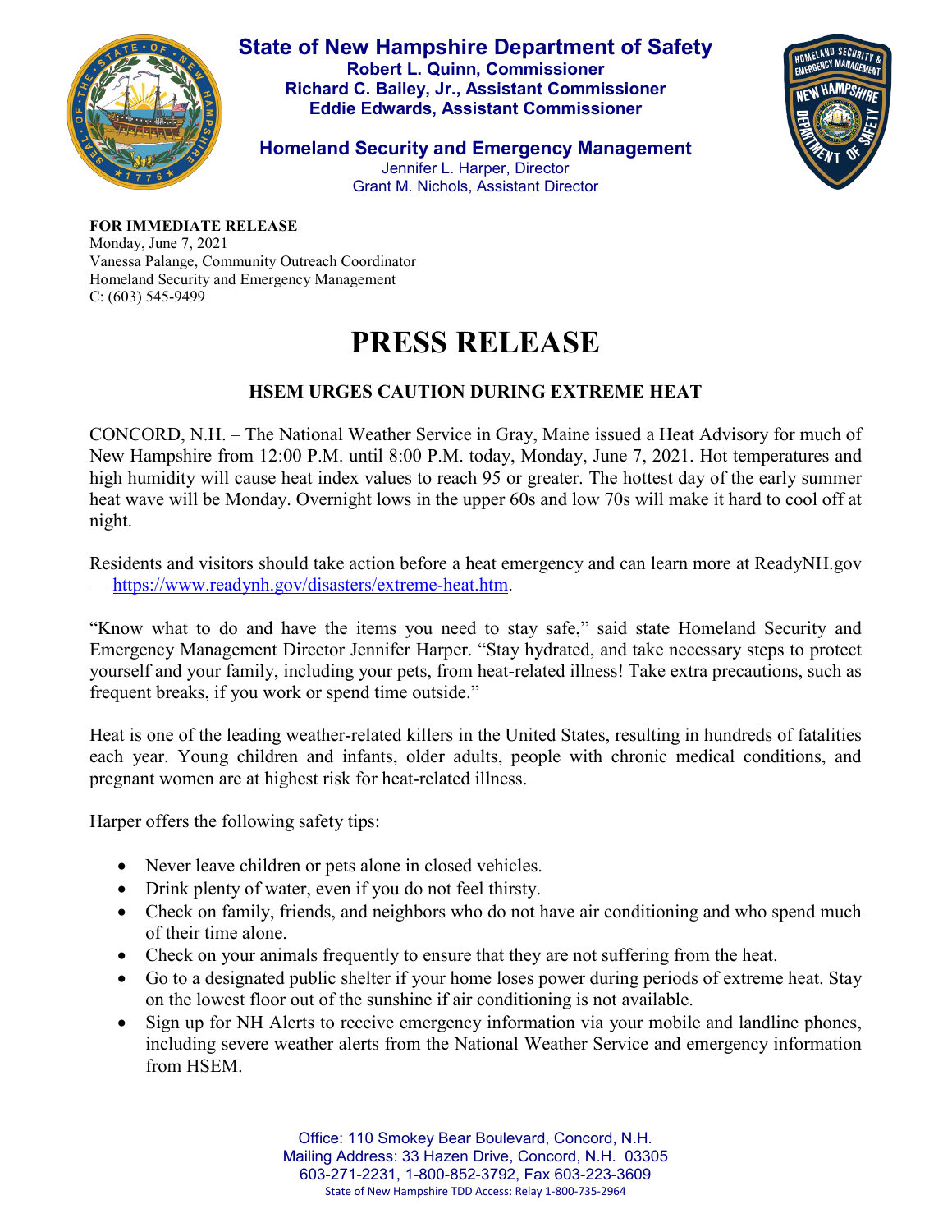# State of New Hampshire Department of Safety

**Robert L. Quinn, Commissioner**
**Richard C. Bailey, Jr., Assistant Commissioner**
**Eddie Edwards, Assistant Commissioner**

**Homeland Security and Emergency Management**
Jennifer L. Harper, Director
Grant M. Nichols, Assistant Director

**FOR IMMEDIATE RELEASE**
Monday, June 7, 2021
Vanessa Palange, Community Outreach Coordinator
Homeland Security and Emergency Management
C: (603) 545-9499

# PRESS RELEASE

## HSEM URGES CAUTION DURING EXTREME HEAT

CONCORD, N.H. – The National Weather Service in Gray, Maine issued a Heat Advisory for much of New Hampshire from 12:00 P.M. until 8:00 P.M. today, Monday, June 7, 2021. Hot temperatures and high humidity will cause heat index values to reach 95 or greater. The hottest day of the early summer heat wave will be Monday. Overnight lows in the upper 60s and low 70s will make it hard to cool off at night.

Residents and visitors should take action before a heat emergency and can learn more at ReadyNH.gov — https://www.readynh.gov/disasters/extreme-heat.htm.

"Know what to do and have the items you need to stay safe," said state Homeland Security and Emergency Management Director Jennifer Harper. "Stay hydrated, and take necessary steps to protect yourself and your family, including your pets, from heat-related illness! Take extra precautions, such as frequent breaks, if you work or spend time outside."

Heat is one of the leading weather-related killers in the United States, resulting in hundreds of fatalities each year. Young children and infants, older adults, people with chronic medical conditions, and pregnant women are at highest risk for heat-related illness.

Harper offers the following safety tips:

- Never leave children or pets alone in closed vehicles.
- Drink plenty of water, even if you do not feel thirsty.
- Check on family, friends, and neighbors who do not have air conditioning and who spend much of their time alone.
- Check on your animals frequently to ensure that they are not suffering from the heat.
- Go to a designated public shelter if your home loses power during periods of extreme heat. Stay on the lowest floor out of the sunshine if air conditioning is not available.
- Sign up for NH Alerts to receive emergency information via your mobile and landline phones, including severe weather alerts from the National Weather Service and emergency information from HSEM.

Office: 110 Smokey Bear Boulevard, Concord, N.H.
Mailing Address: 33 Hazen Drive, Concord, N.H. 03305
603-271-2231, 1-800-852-3792, Fax 603-223-3609
State of New Hampshire TDD Access: Relay 1-800-735-2964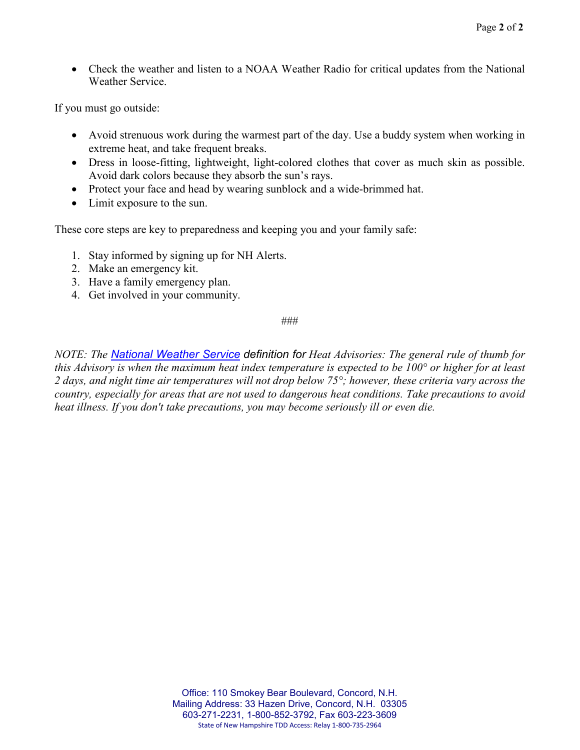- Check the weather and listen to a NOAA Weather Radio for critical updates from the National Weather Service.

If you must go outside:

- Avoid strenuous work during the warmest part of the day. Use a buddy system when working in extreme heat, and take frequent breaks.
- Dress in loose-fitting, lightweight, light-colored clothes that cover as much skin as possible. Avoid dark colors because they absorb the sun's rays.
- Protect your face and head by wearing sunblock and a wide-brimmed hat.
- Limit exposure to the sun.

These core steps are key to preparedness and keeping you and your family safe:

1. Stay informed by signing up for NH Alerts.
2. Make an emergency kit.
3. Have a family emergency plan.
4. Get involved in your community.

###

*NOTE: The National Weather Service definition for Heat Advisories: The general rule of thumb for this Advisory is when the maximum heat index temperature is expected to be 100° or higher for at least 2 days, and night time air temperatures will not drop below 75°; however, these criteria vary across the country, especially for areas that are not used to dangerous heat conditions. Take precautions to avoid heat illness. If you don't take precautions, you may become seriously ill or even die.*

Office: 110 Smokey Bear Boulevard, Concord, N.H.
Mailing Address: 33 Hazen Drive, Concord, N.H. 03305
603-271-2231, 1-800-852-3792, Fax 603-223-3609
State of New Hampshire TDD Access: Relay 1-800-735-2964